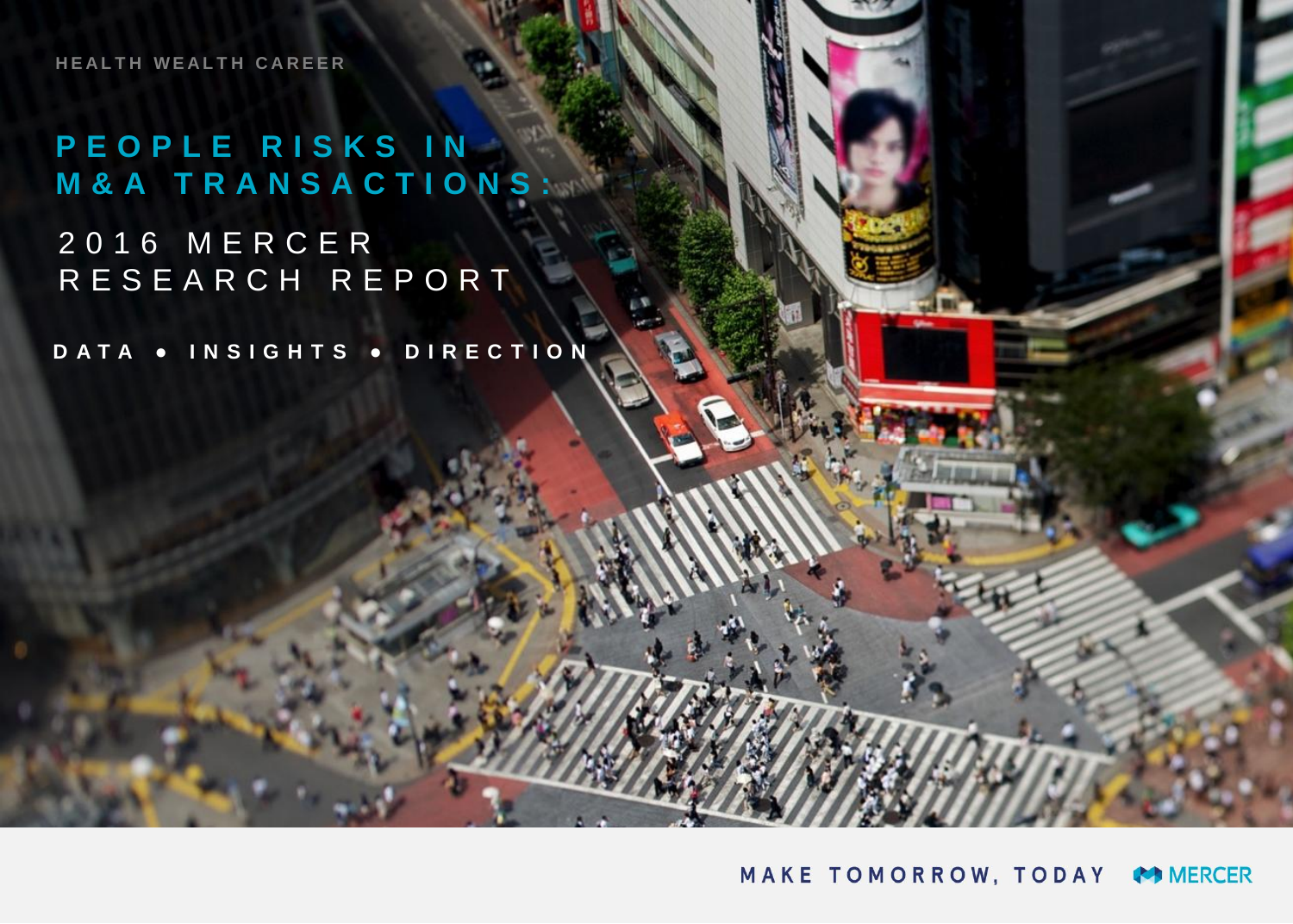HEALTH WEALTH CAREER

# PEOPLE RISKS IN M&A TRANSACTIONS:

## 2016 MERCER RESEARCH REPORT

**DATA • INSIGHTS • DIRECTION**

MAKE TOMORROW, TODAY MERCER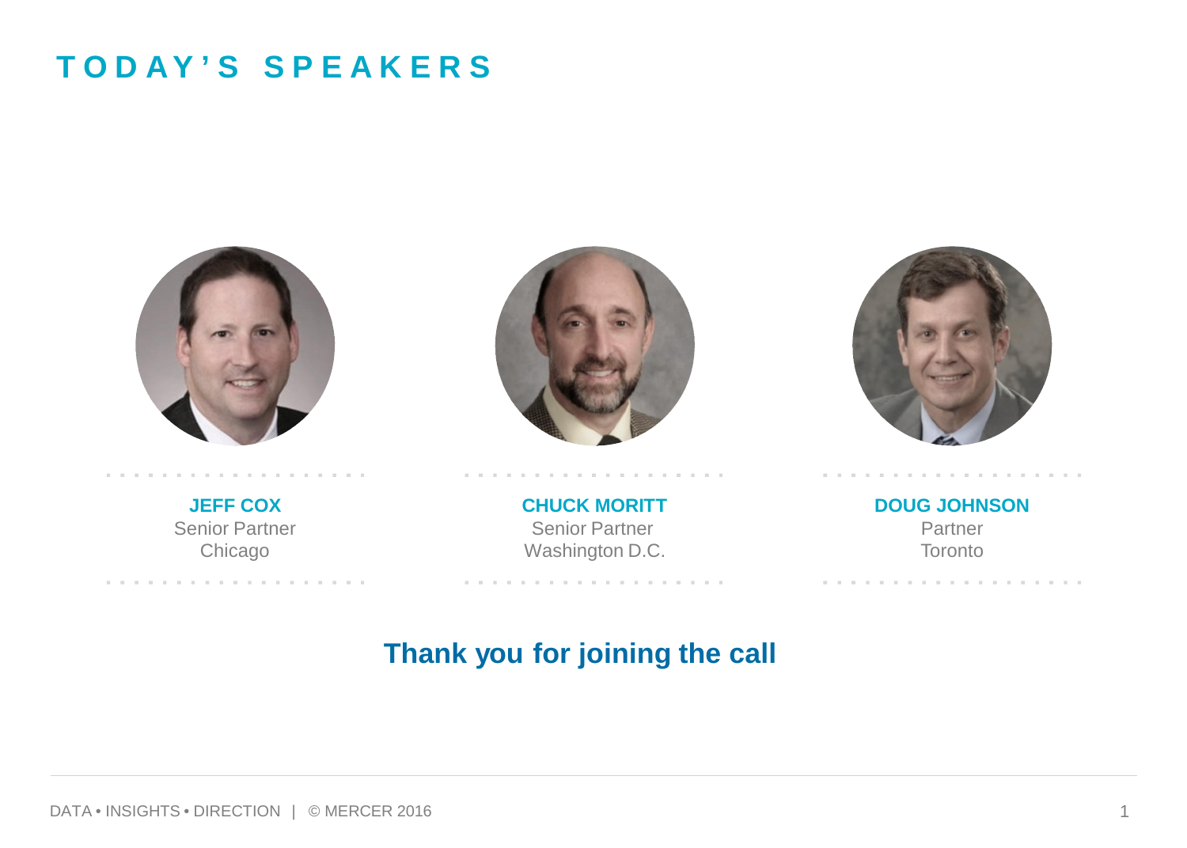# TODAY'S SPEAKERS

**JEFF COX**
Senior Partner
Chicago

**CHUCK MORITT**
Senior Partner
Washington D.C.

**DOUG JOHNSON**
Partner
Toronto

**Thank you for joining the call**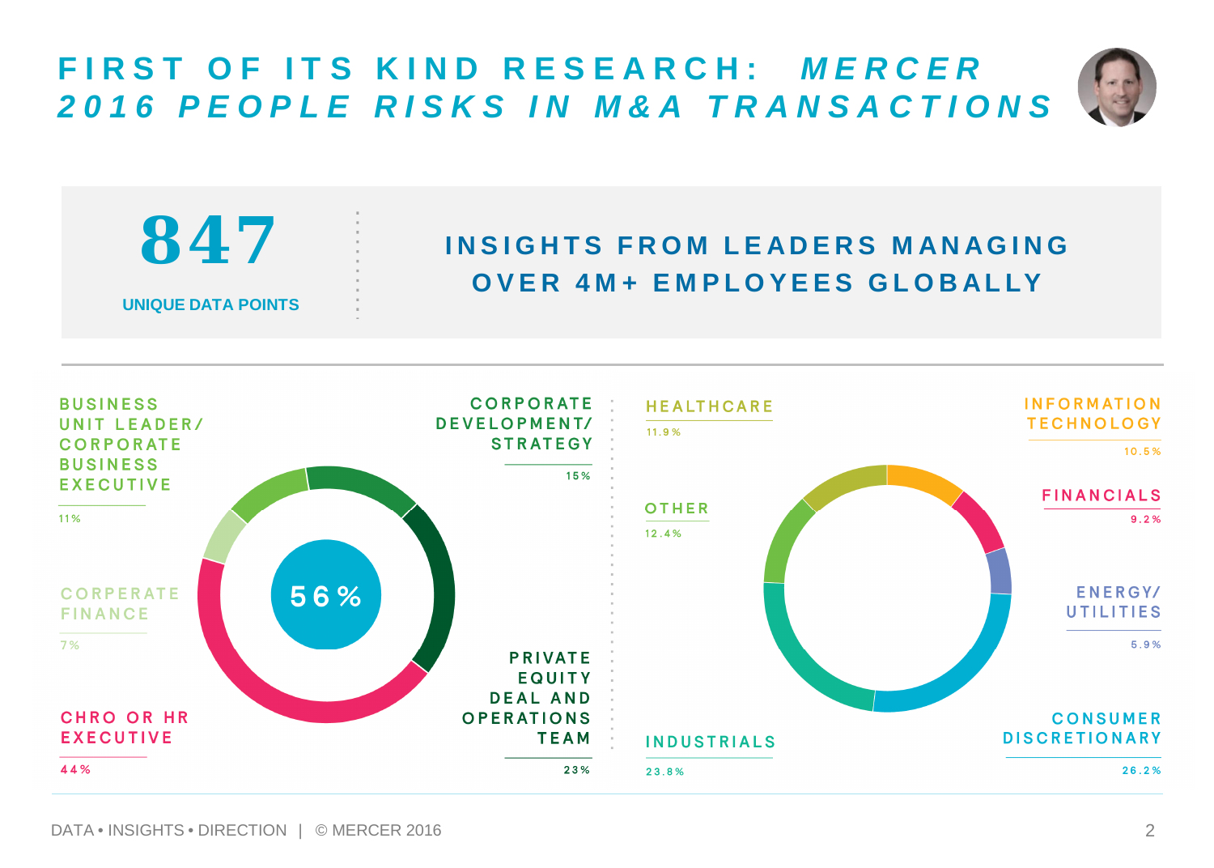# FIRST OF ITS KIND RESEARCH: *MERCER 2016 PEOPLE RISKS IN M&A TRANSACTIONS*

**847**

UNIQUE DATA POINTS

**INSIGHTS FROM LEADERS MANAGING OVER 4M+ EMPLOYEES GLOBALLY**

BUSINESS UNIT LEADER/ CORPORATE BUSINESS EXECUTIVE
11%

CORPERATE FINANCE
7%

CHRO OR HR EXECUTIVE
44%

56%

CORPORATE DEVELOPMENT/ STRATEGY
15%

PRIVATE EQUITY DEAL AND OPERATIONS TEAM
23%

HEALTHCARE
11.9%

OTHER
12.4%

INDUSTRIALS
23.8%

INFORMATION TECHNOLOGY
10.5%

FINANCIALS
9.2%

ENERGY/ UTILITIES
5.9%

CONSUMER DISCRETIONARY
26.2%

DATA • INSIGHTS • DIRECTION | © MERCER 2016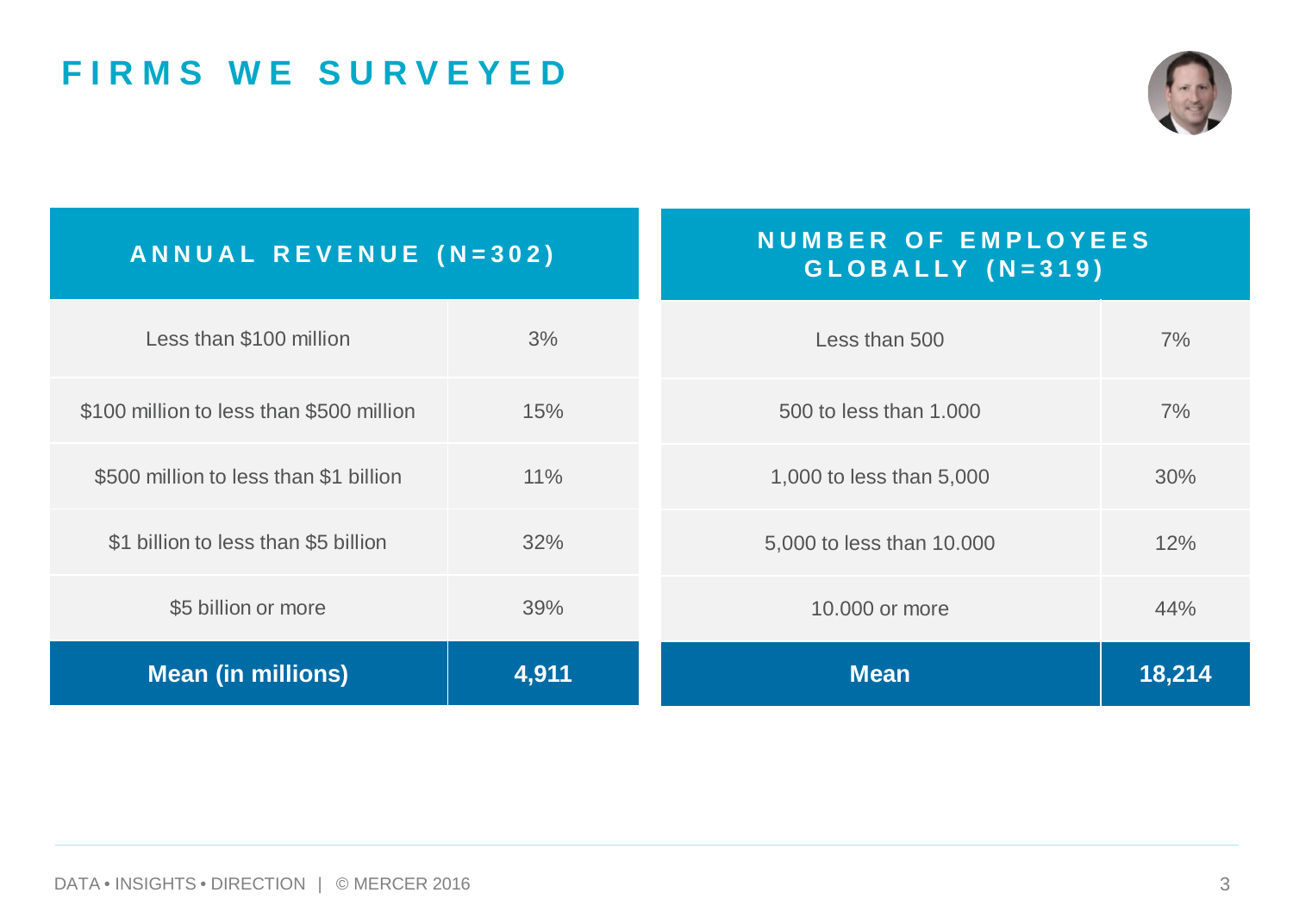# FIRMS WE SURVEYED

| ANNUAL REVENUE (N=302) | |
|---|---|
| Less than $100 million | 3% |
| $100 million to less than $500 million | 15% |
| $500 million to less than $1 billion | 11% |
| $1 billion to less than $5 billion | 32% |
| $5 billion or more | 39% |
| **Mean (in millions)** | **4,911** |

| NUMBER OF EMPLOYEES GLOBALLY (N=319) | |
|---|---|
| Less than 500 | 7% |
| 500 to less than 1.000 | 7% |
| 1,000 to less than 5,000 | 30% |
| 5,000 to less than 10.000 | 12% |
| 10.000 or more | 44% |
| **Mean** | **18,214** |

DATA • INSIGHTS • DIRECTION | © MERCER 2016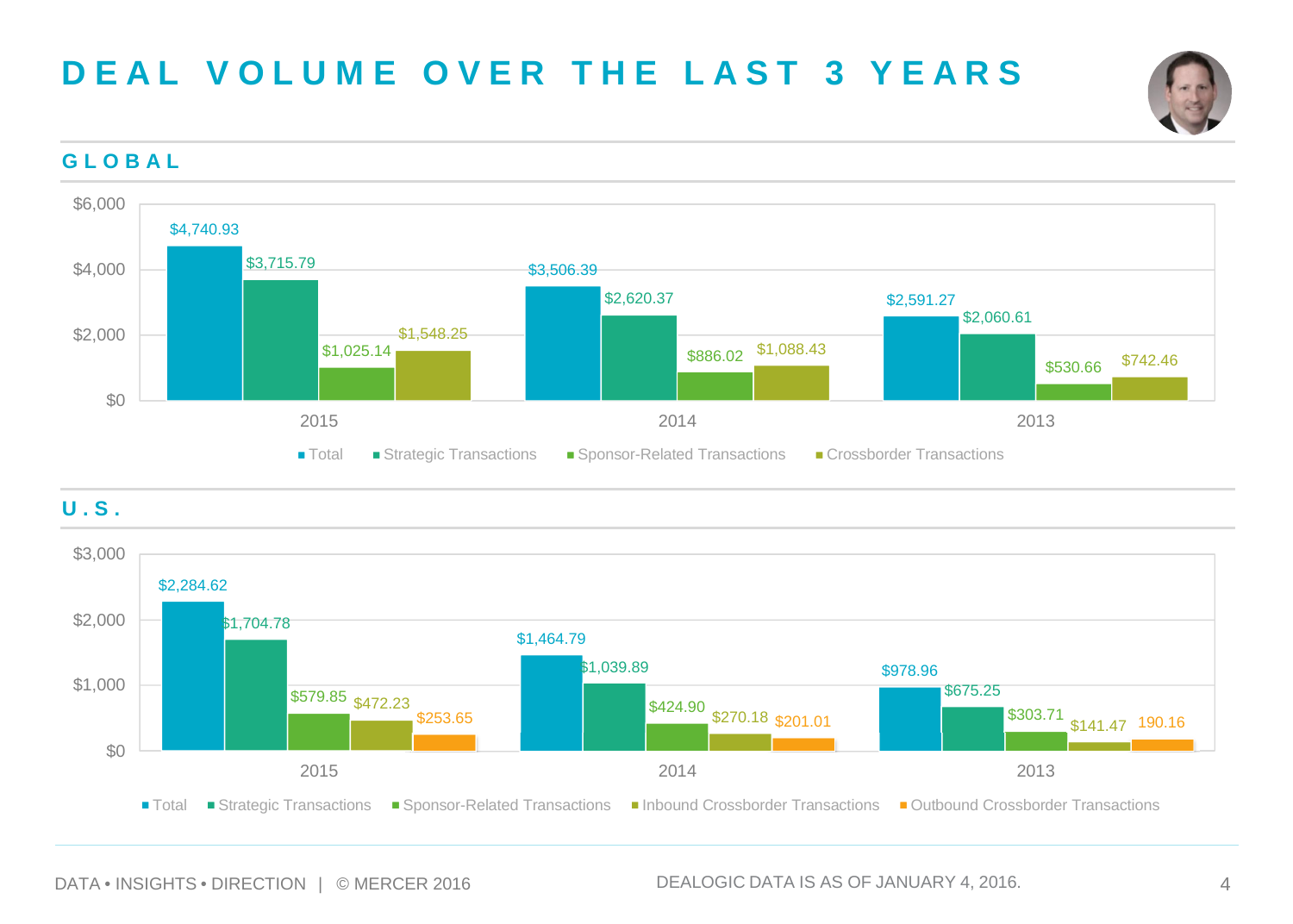# DEAL VOLUME OVER THE LAST 3 YEARS

## GLOBAL

$6,000
$4,000
$2,000
$0

$4,740.93
$3,715.79
$1,025.14
$1,548.25
2015

$3,506.39
$2,620.37
$886.02
$1,088.43
2014

$2,591.27
$2,060.61
$530.66
$742.46
2013

Total | Strategic Transactions | Sponsor-Related Transactions | Crossborder Transactions

## U.S.

$3,000
$2,000
$1,000
$0

$2,284.62
$1,704.78
$579.85
$472.23
$253.65
2015

$1,464.79
$1,039.89
$424.90
$270.18
$201.01
2014

$978.96
$675.25
$303.71
$141.47
190.16
2013

Total | Strategic Transactions | Sponsor-Related Transactions | Inbound Crossborder Transactions | Outbound Crossborder Transactions

DATA • INSIGHTS • DIRECTION | © MERCER 2016

DEALOGIC DATA IS AS OF JANUARY 4, 2016.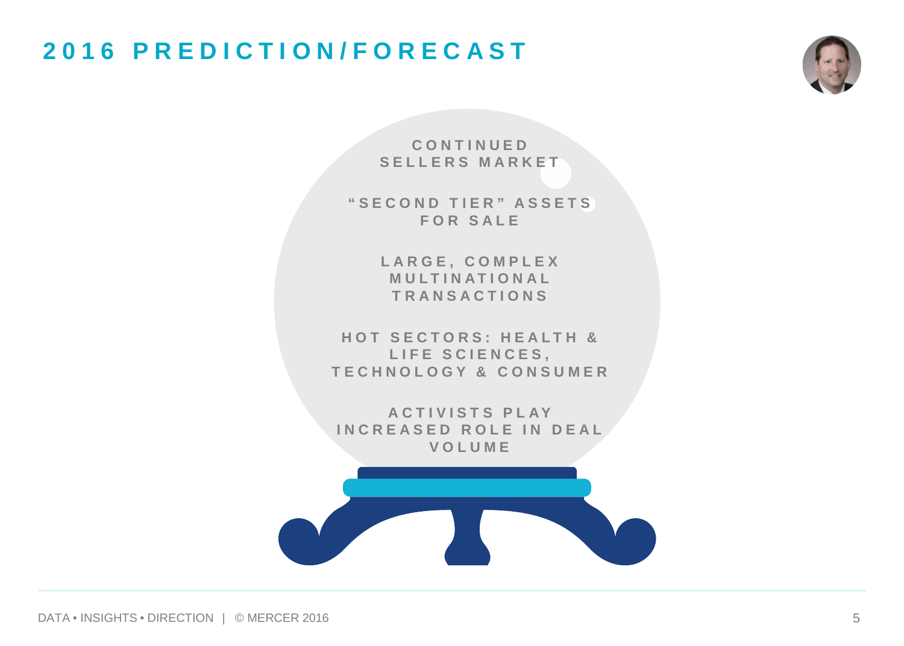# 2016 PREDICTION/FORECAST

CONTINUED SELLERS MARKET

"SECOND TIER" ASSETS FOR SALE

LARGE, COMPLEX MULTINATIONAL TRANSACTIONS

HOT SECTORS: HEALTH & LIFE SCIENCES, TECHNOLOGY & CONSUMER

ACTIVISTS PLAY INCREASED ROLE IN DEAL VOLUME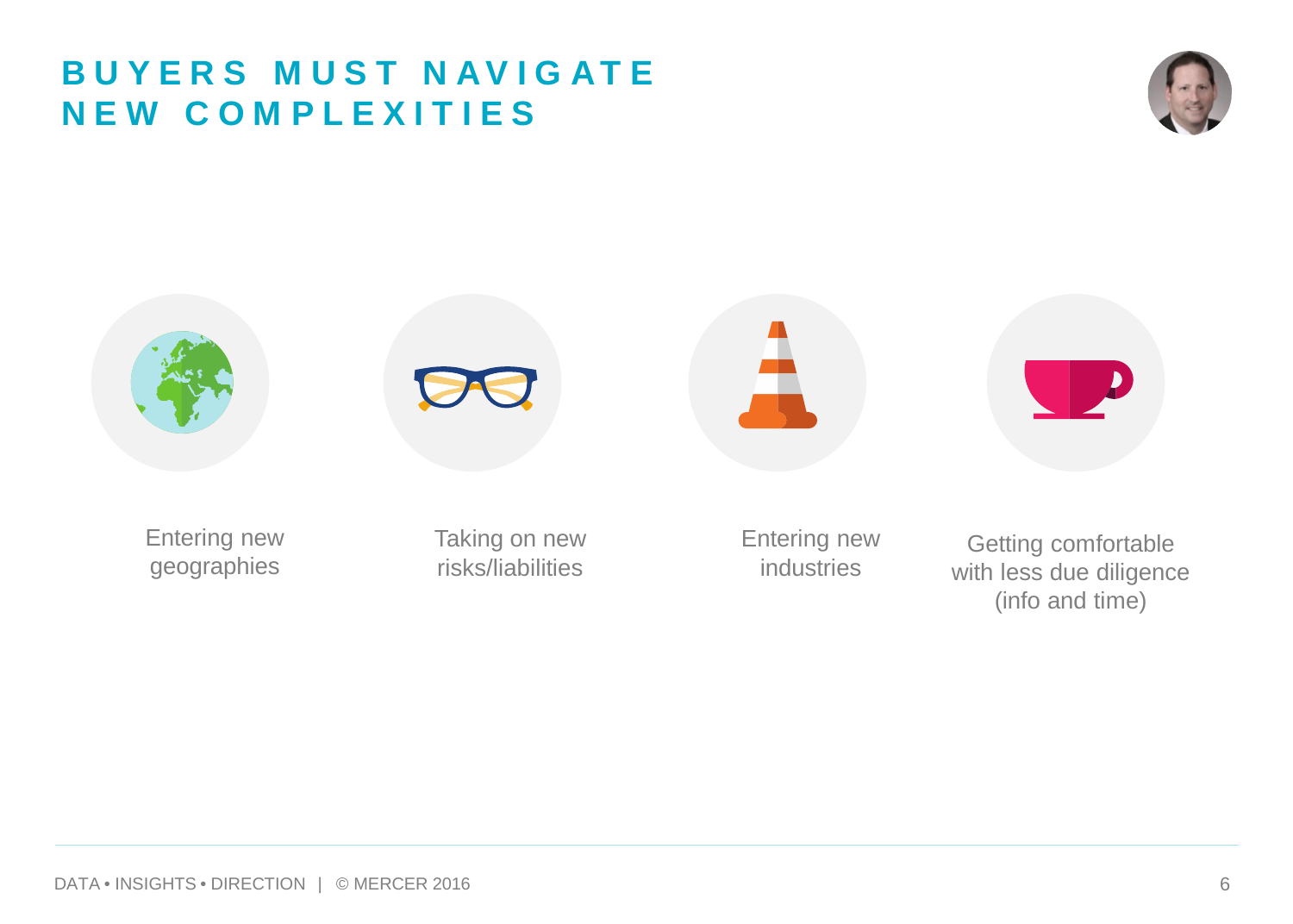# BUYERS MUST NAVIGATE NEW COMPLEXITIES

- Entering new geographies
- Taking on new risks/liabilities
- Entering new industries
- Getting comfortable with less due diligence (info and time)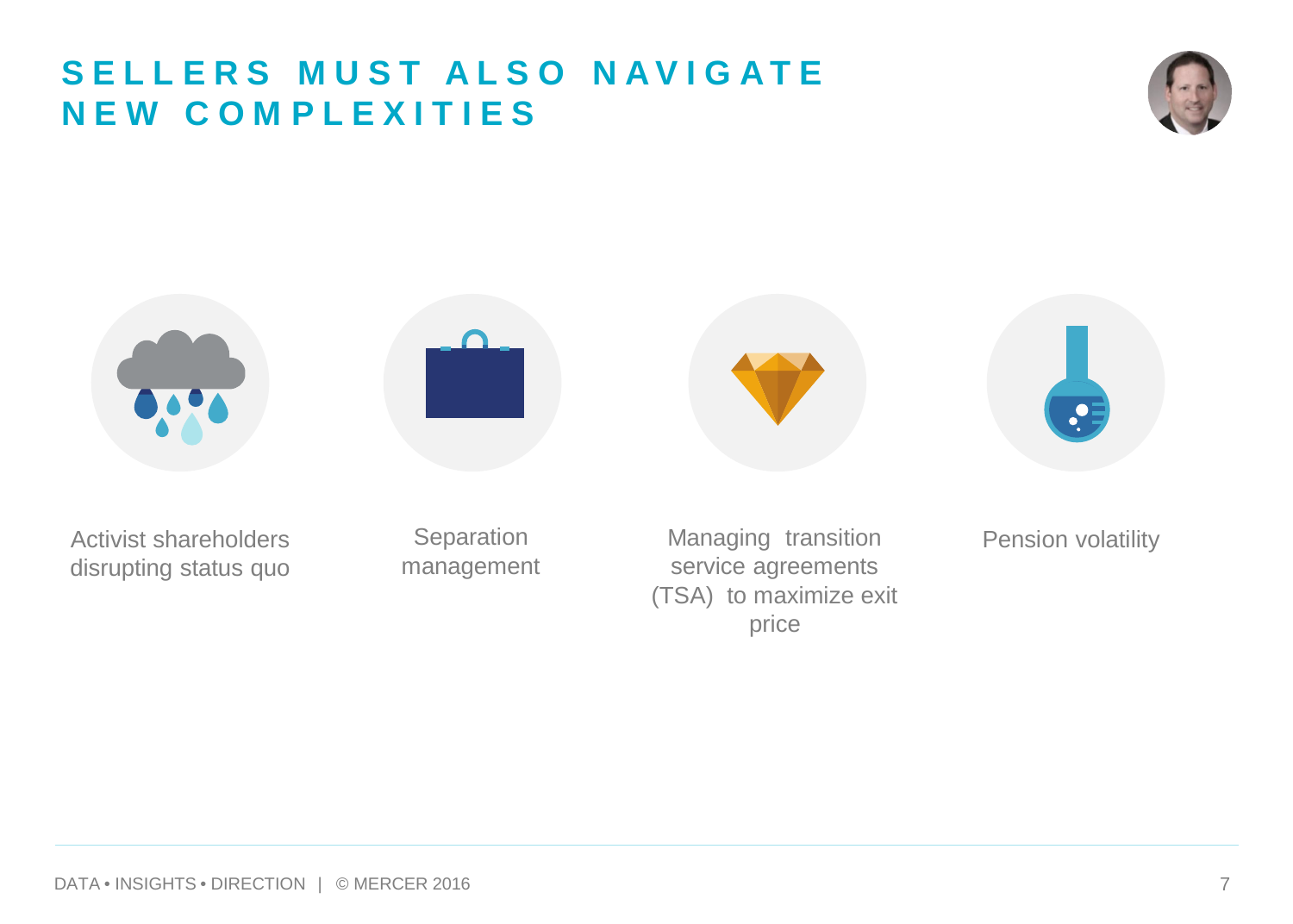# SELLERS MUST ALSO NAVIGATE NEW COMPLEXITIES

Activist shareholders disrupting status quo

Separation management

Managing transition service agreements (TSA) to maximize exit price

Pension volatility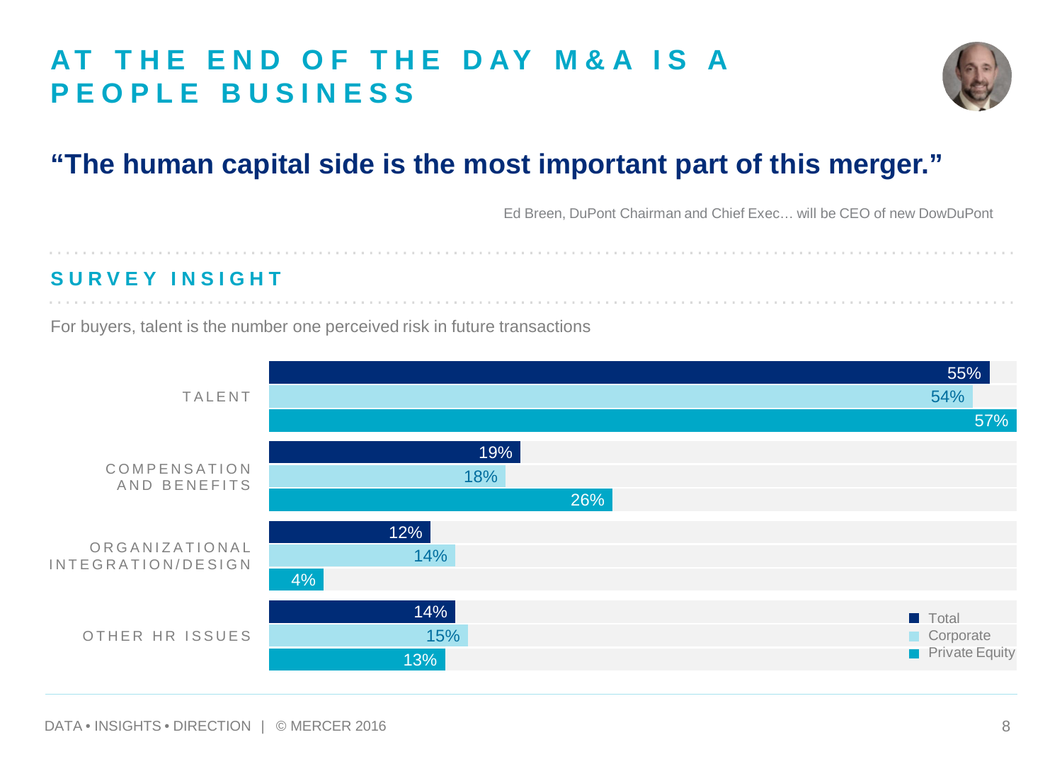# AT THE END OF THE DAY M&A IS A PEOPLE BUSINESS

## "The human capital side is the most important part of this merger."

Ed Breen, DuPont Chairman and Chief Exec… will be CEO of new DowDuPont

### SURVEY INSIGHT

For buyers, talent is the number one perceived risk in future transactions

TALENT
55%
54%
57%

COMPENSATION AND BENEFITS
19%
18%
26%

ORGANIZATIONAL INTEGRATION/DESIGN
12%
14%
4%

OTHER HR ISSUES
14%
15%
13%

Total
Corporate
Private Equity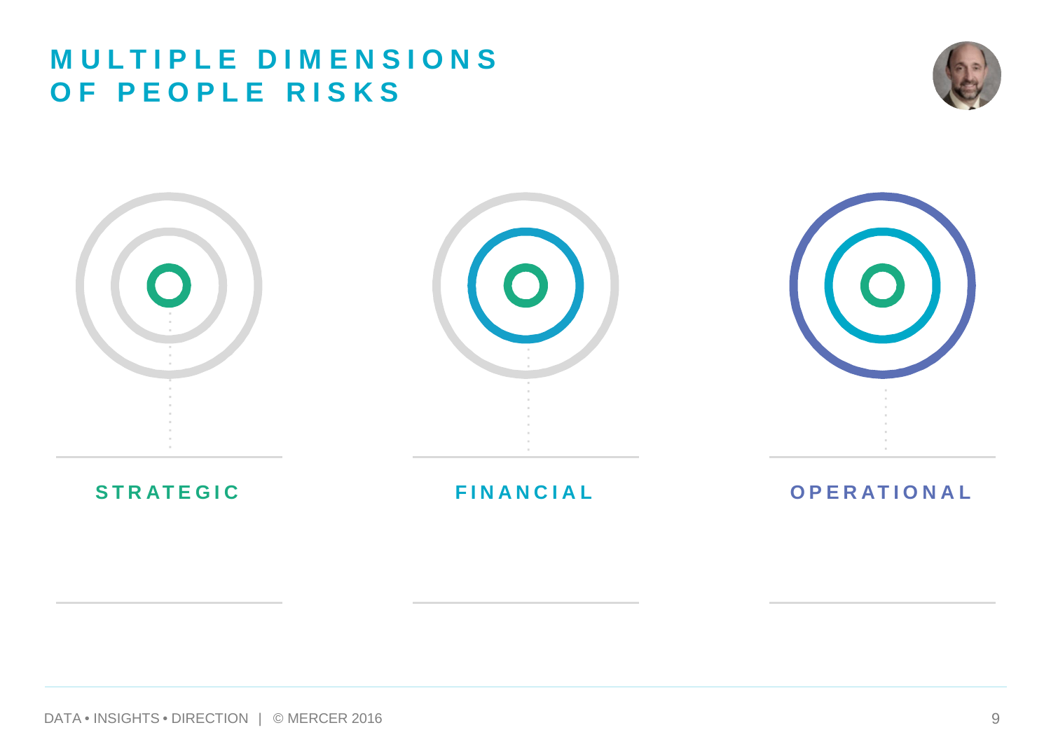# MULTIPLE DIMENSIONS OF PEOPLE RISKS

STRATEGIC

FINANCIAL

OPERATIONAL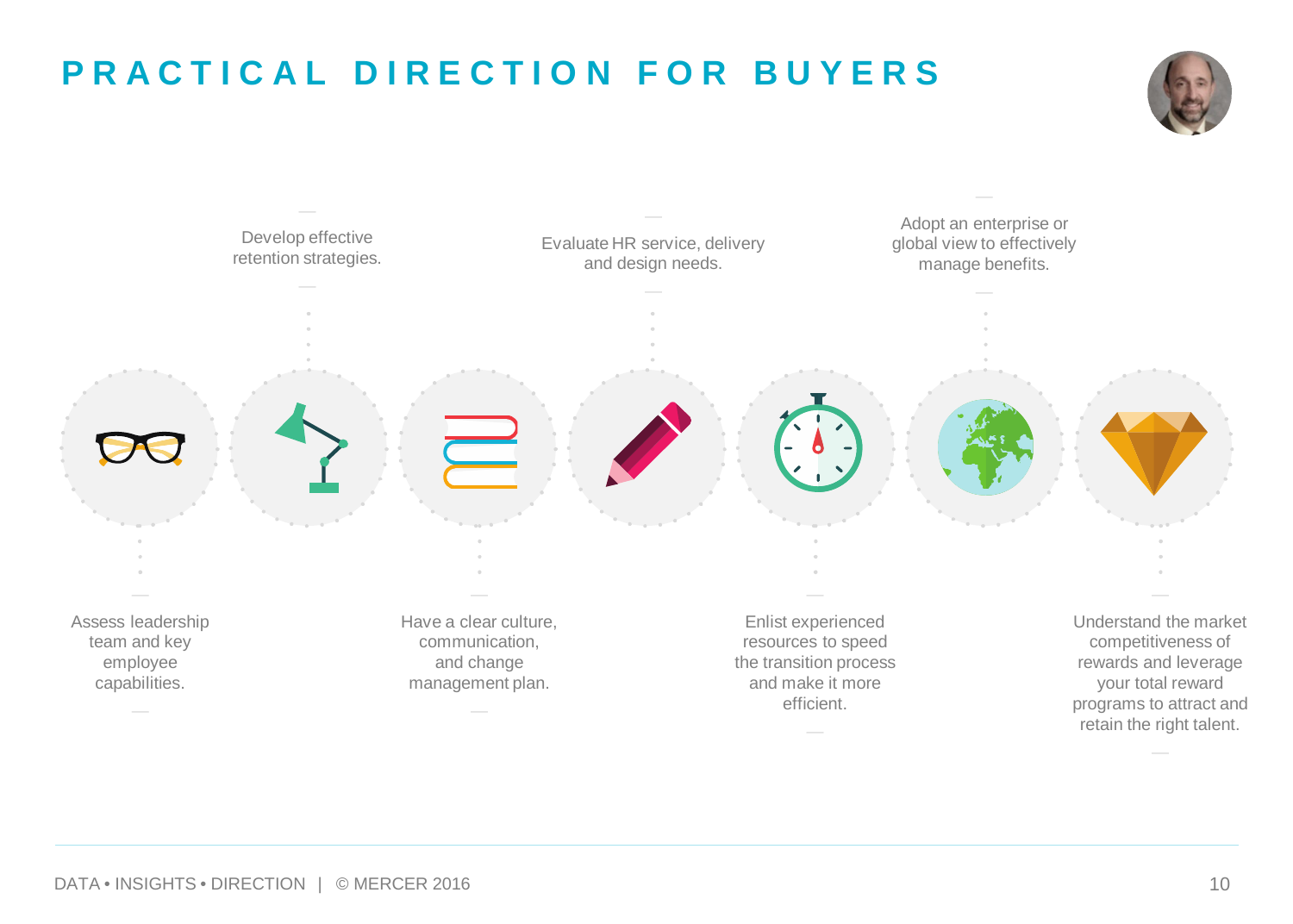# PRACTICAL DIRECTION FOR BUYERS

- Assess leadership team and key employee capabilities.
- Develop effective retention strategies.
- Have a clear culture, communication, and change management plan.
- Evaluate HR service, delivery and design needs.
- Enlist experienced resources to speed the transition process and make it more efficient.
- Adopt an enterprise or global view to effectively manage benefits.
- Understand the market competitiveness of rewards and leverage your total reward programs to attract and retain the right talent.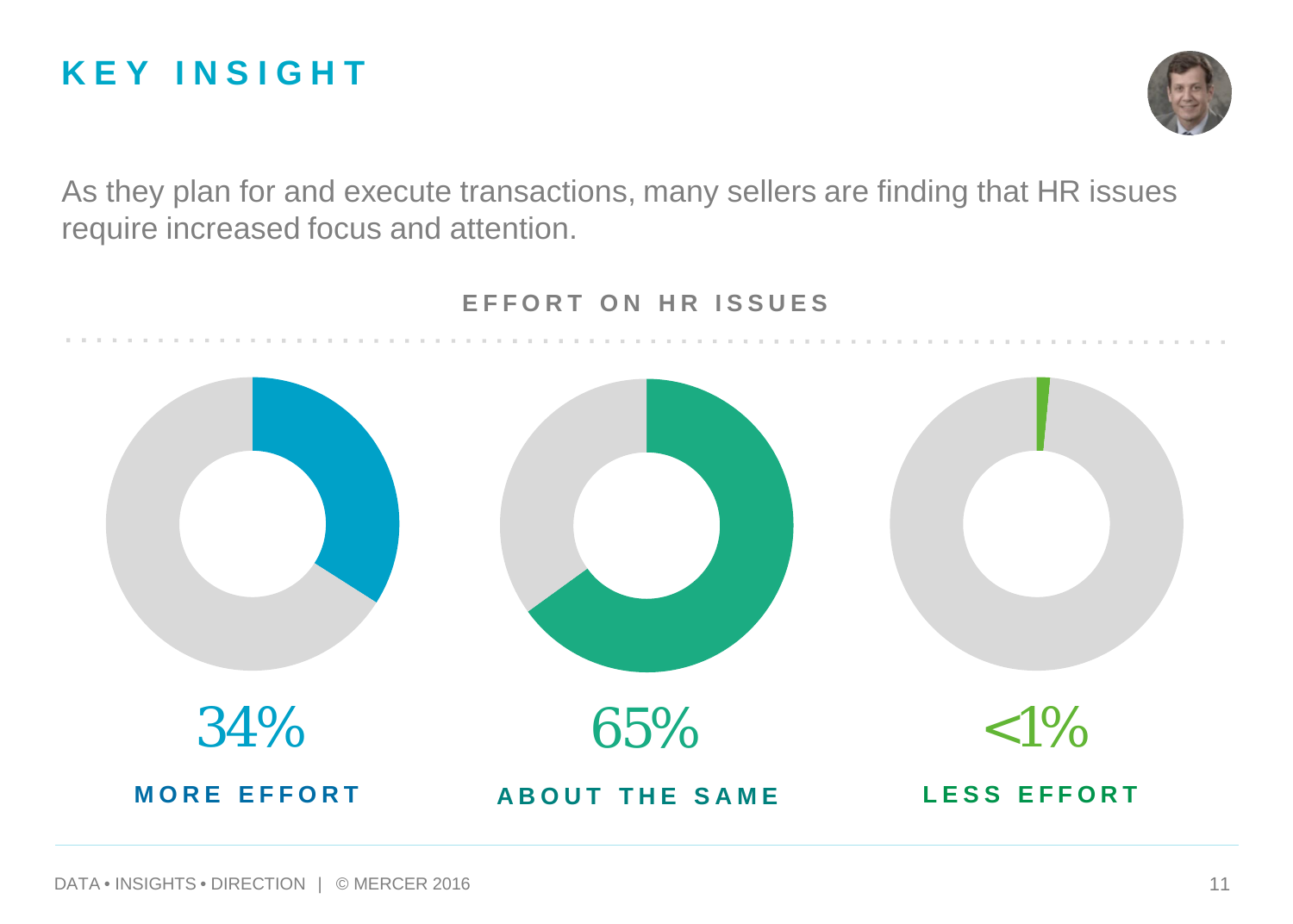# KEY INSIGHT

As they plan for and execute transactions, many sellers are finding that HR issues require increased focus and attention.

## EFFORT ON HR ISSUES

34%

MORE EFFORT

65%

ABOUT THE SAME

<1%

LESS EFFORT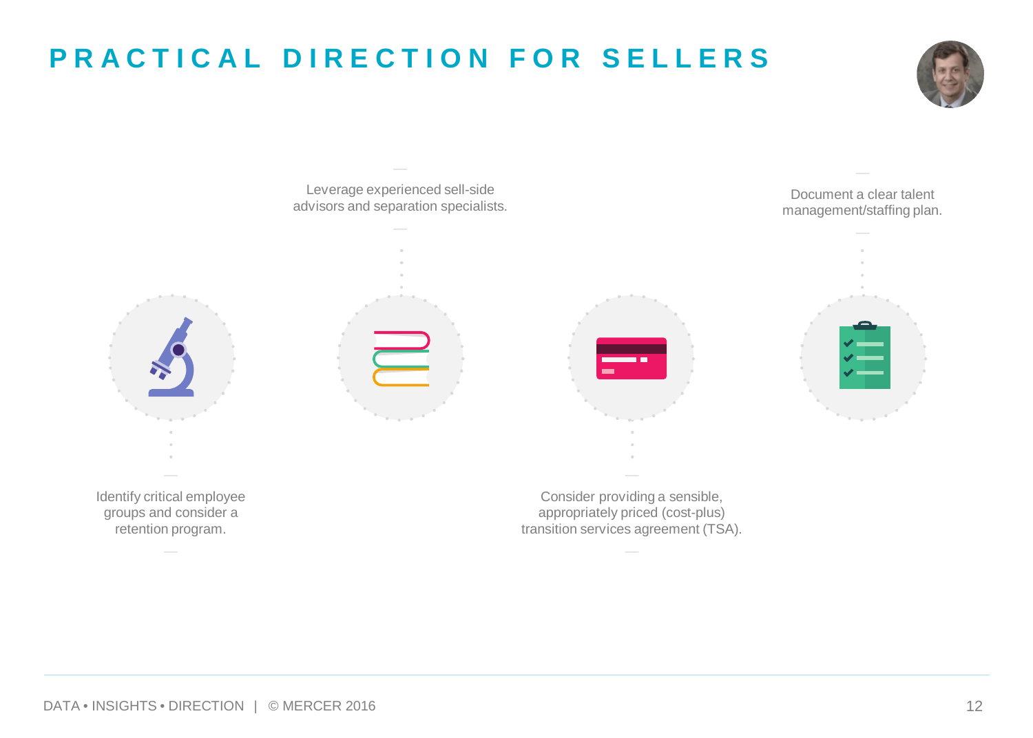# PRACTICAL DIRECTION FOR SELLERS

Identify critical employee groups and consider a retention program.

Leverage experienced sell-side advisors and separation specialists.

Consider providing a sensible, appropriately priced (cost-plus) transition services agreement (TSA).

Document a clear talent management/staffing plan.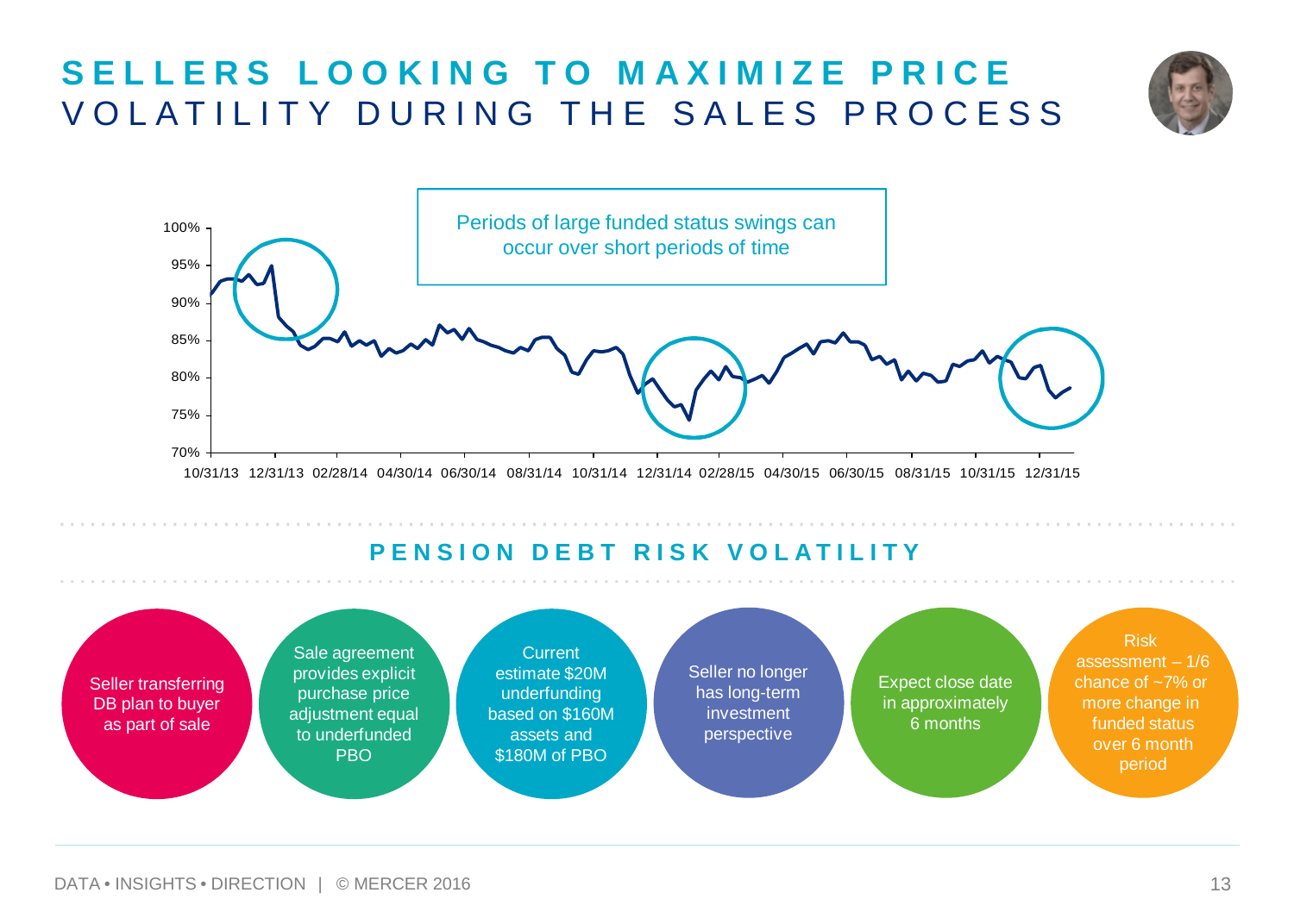# SELLERS LOOKING TO MAXIMIZE PRICE
## VOLATILITY DURING THE SALES PROCESS

Periods of large funded status swings can occur over short periods of time

100%
95%
90%
85%
80%
75%
70%

10/31/13 12/31/13 02/28/14 04/30/14 06/30/14 08/31/14 10/31/14 12/31/14 02/28/15 04/30/15 06/30/15 08/31/15 10/31/15 12/31/15

## PENSION DEBT RISK VOLATILITY

- Seller transferring DB plan to buyer as part of sale
- Sale agreement provides explicit purchase price adjustment equal to underfunded PBO
- Current estimate $20M underfunding based on $160M assets and $180M of PBO
- Seller no longer has long-term investment perspective
- Expect close date in approximately 6 months
- Risk assessment – 1/6 chance of ~7% or more change in funded status over 6 month period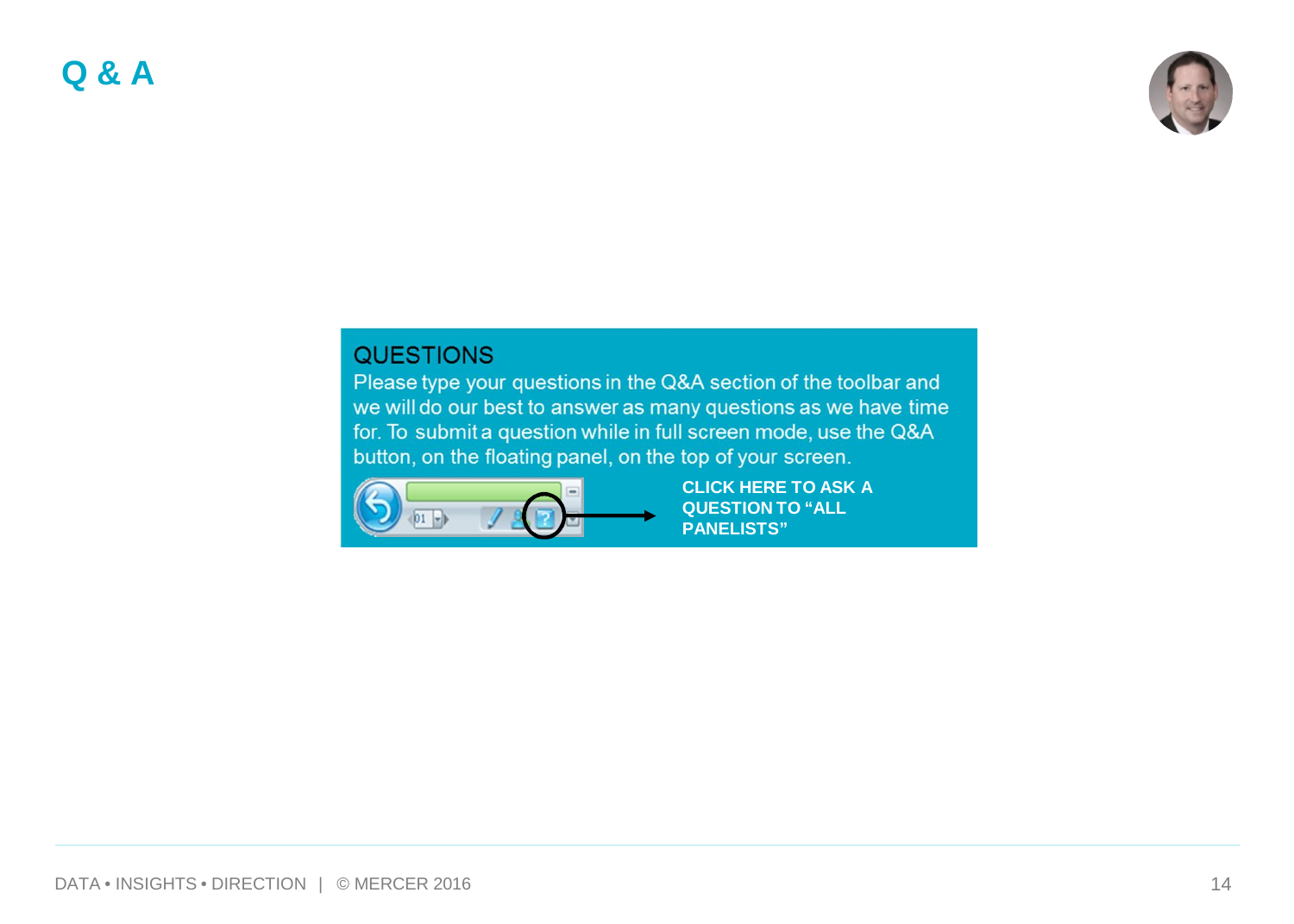# Q & A

**QUESTIONS**

Please type your questions in the Q&A section of the toolbar and we will do our best to answer as many questions as we have time for. To submit a question while in full screen mode, use the Q&A button, on the floating panel, on the top of your screen.

**CLICK HERE TO ASK A QUESTION TO "ALL PANELISTS"**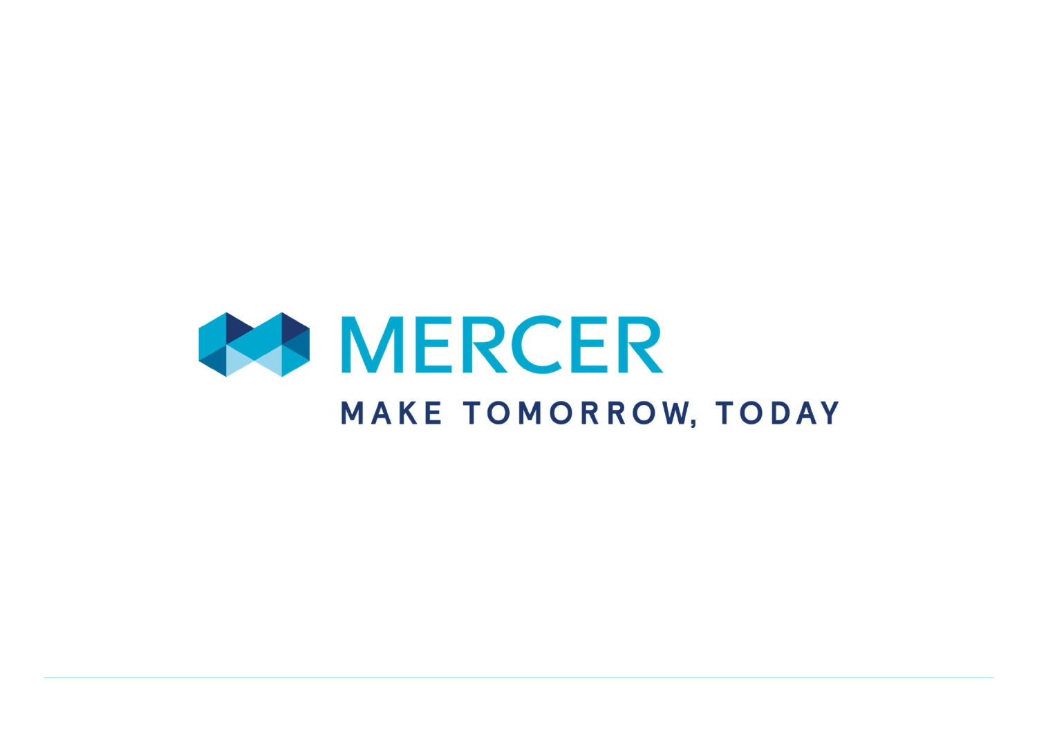MERCER

MAKE TOMORROW, TODAY